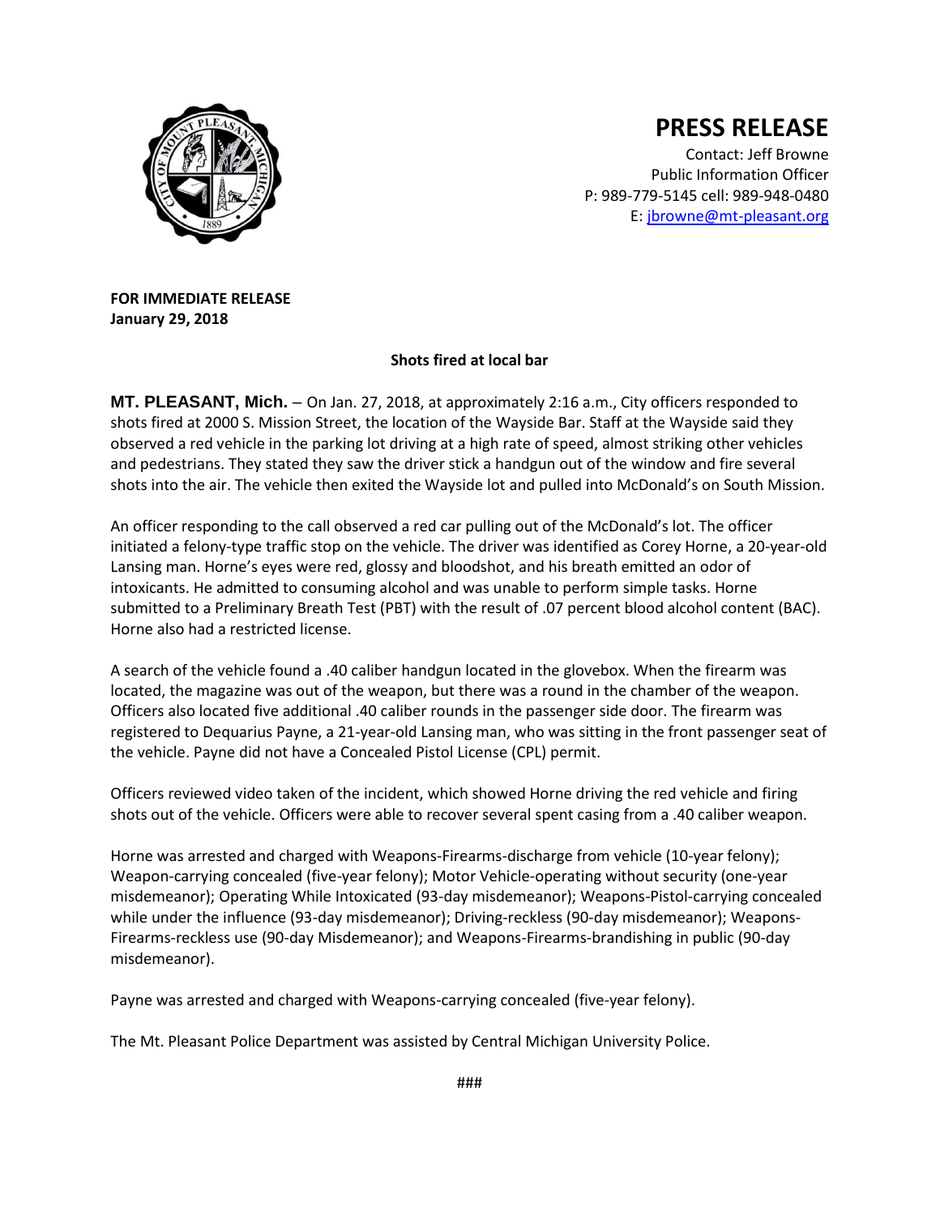# PRESS RELEASE

Contact: Jeff Browne
Public Information Officer
P: 989-779-5145 cell: 989-948-0480
E: [jbrowne@mt-pleasant.org](mailto:jbrowne@mt-pleasant.org)

**FOR IMMEDIATE RELEASE**
**January 29, 2018**

**Shots fired at local bar**

**MT. PLEASANT, Mich.** – On Jan. 27, 2018, at approximately 2:16 a.m., City officers responded to shots fired at 2000 S. Mission Street, the location of the Wayside Bar. Staff at the Wayside said they observed a red vehicle in the parking lot driving at a high rate of speed, almost striking other vehicles and pedestrians. They stated they saw the driver stick a handgun out of the window and fire several shots into the air. The vehicle then exited the Wayside lot and pulled into McDonald's on South Mission.

An officer responding to the call observed a red car pulling out of the McDonald's lot. The officer initiated a felony-type traffic stop on the vehicle. The driver was identified as Corey Horne, a 20-year-old Lansing man. Horne's eyes were red, glossy and bloodshot, and his breath emitted an odor of intoxicants. He admitted to consuming alcohol and was unable to perform simple tasks. Horne submitted to a Preliminary Breath Test (PBT) with the result of .07 percent blood alcohol content (BAC). Horne also had a restricted license.

A search of the vehicle found a .40 caliber handgun located in the glovebox. When the firearm was located, the magazine was out of the weapon, but there was a round in the chamber of the weapon. Officers also located five additional .40 caliber rounds in the passenger side door. The firearm was registered to Dequarius Payne, a 21-year-old Lansing man, who was sitting in the front passenger seat of the vehicle. Payne did not have a Concealed Pistol License (CPL) permit.

Officers reviewed video taken of the incident, which showed Horne driving the red vehicle and firing shots out of the vehicle. Officers were able to recover several spent casing from a .40 caliber weapon.

Horne was arrested and charged with Weapons-Firearms-discharge from vehicle (10-year felony); Weapon-carrying concealed (five-year felony); Motor Vehicle-operating without security (one-year misdemeanor); Operating While Intoxicated (93-day misdemeanor); Weapons-Pistol-carrying concealed while under the influence (93-day misdemeanor); Driving-reckless (90-day misdemeanor); Weapons-Firearms-reckless use (90-day Misdemeanor); and Weapons-Firearms-brandishing in public (90-day misdemeanor).

Payne was arrested and charged with Weapons-carrying concealed (five-year felony).

The Mt. Pleasant Police Department was assisted by Central Michigan University Police.

###